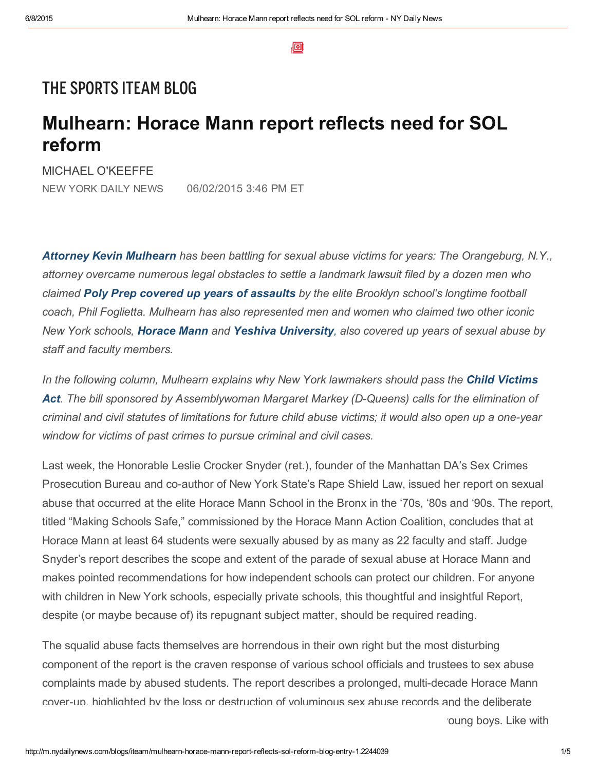## THE SPORTS ITEAM BLOG

# Mulhearn: Horace Mann report reflects need for SOL reform

MICHAEL O'KEEFFE

NEW YORK DAILY NEWS 06/02/2015 3:46 PM ET

*__Attorney Kevin Mulhearn__ has been battling for sexual abuse victims for years: The Orangeburg, N.Y., attorney overcame numerous legal obstacles to settle a landmark lawsuit filed by a dozen men who claimed __Poly Prep covered up years of assaults__ by the elite Brooklyn school's longtime football coach, Phil Foglietta. Mulhearn has also represented men and women who claimed two other iconic New York schools, __Horace Mann__ and __Yeshiva University__, also covered up years of sexual abuse by staff and faculty members.*

*In the following column, Mulhearn explains why New York lawmakers should pass the __Child Victims Act__. The bill sponsored by Assemblywoman Margaret Markey (D-Queens) calls for the elimination of criminal and civil statutes of limitations for future child abuse victims; it would also open up a one-year window for victims of past crimes to pursue criminal and civil cases.*

Last week, the Honorable Leslie Crocker Snyder (ret.), founder of the Manhattan DA's Sex Crimes Prosecution Bureau and co-author of New York State's Rape Shield Law, issued her report on sexual abuse that occurred at the elite Horace Mann School in the Bronx in the '70s, '80s and '90s. The report, titled "Making Schools Safe," commissioned by the Horace Mann Action Coalition, concludes that at Horace Mann at least 64 students were sexually abused by as many as 22 faculty and staff. Judge Snyder's report describes the scope and extent of the parade of sexual abuse at Horace Mann and makes pointed recommendations for how independent schools can protect our children. For anyone with children in New York schools, especially private schools, this thoughtful and insightful Report, despite (or maybe because of) its repugnant subject matter, should be required reading.

The squalid abuse facts themselves are horrendous in their own right but the most disturbing component of the report is the craven response of various school officials and trustees to sex abuse complaints made by abused students. The report describes a prolonged, multi-decade Horace Mann cover-up, highlighted by the loss or destruction of voluminous sex abuse records and the deliberate

young boys. Like with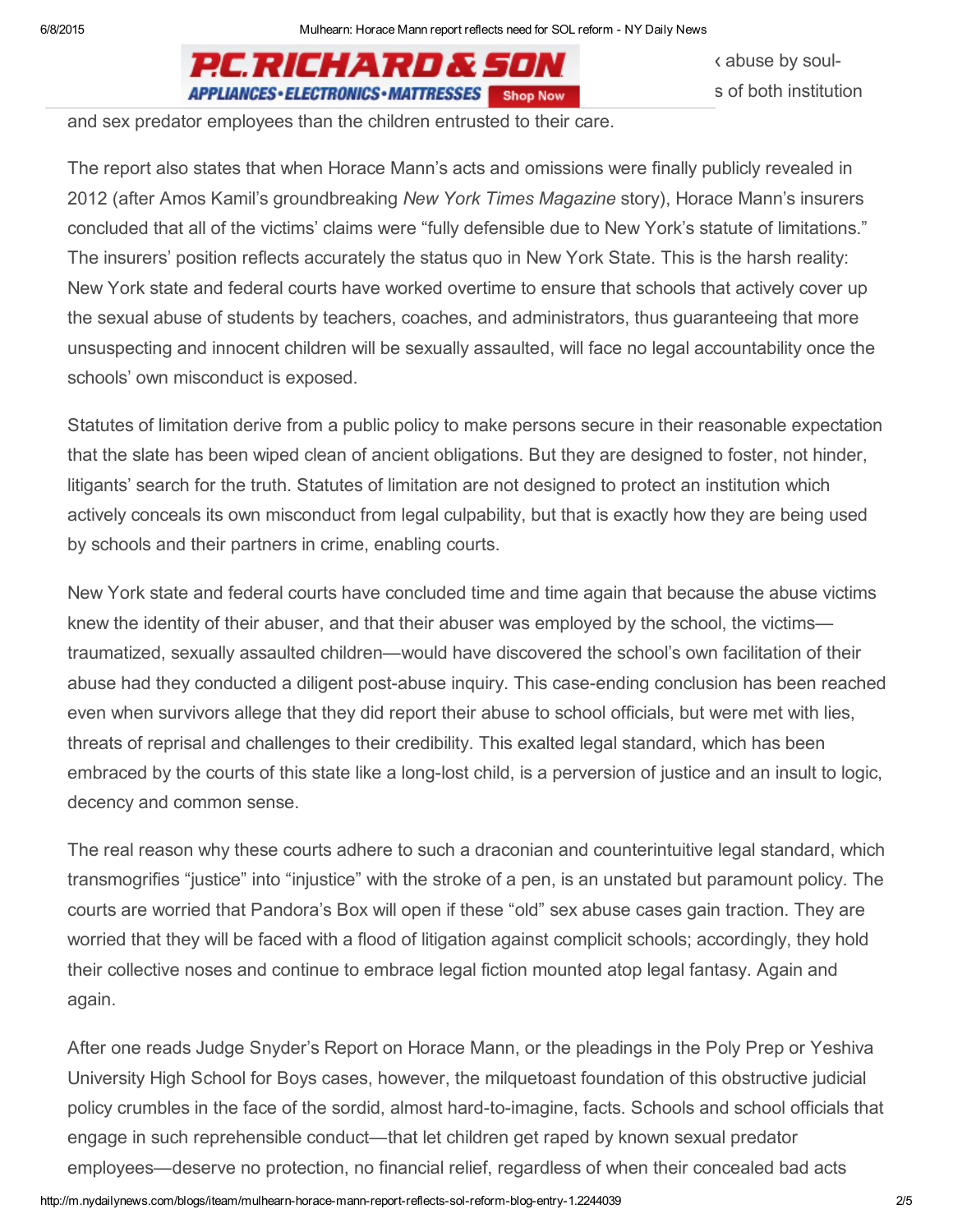‹ abuse by soul-

s of both institution

and sex predator employees than the children entrusted to their care.

The report also states that when Horace Mann's acts and omissions were finally publicly revealed in 2012 (after Amos Kamil's groundbreaking *New York Times Magazine* story), Horace Mann's insurers concluded that all of the victims' claims were "fully defensible due to New York's statute of limitations." The insurers' position reflects accurately the status quo in New York State. This is the harsh reality: New York state and federal courts have worked overtime to ensure that schools that actively cover up the sexual abuse of students by teachers, coaches, and administrators, thus guaranteeing that more unsuspecting and innocent children will be sexually assaulted, will face no legal accountability once the schools' own misconduct is exposed.

Statutes of limitation derive from a public policy to make persons secure in their reasonable expectation that the slate has been wiped clean of ancient obligations. But they are designed to foster, not hinder, litigants' search for the truth. Statutes of limitation are not designed to protect an institution which actively conceals its own misconduct from legal culpability, but that is exactly how they are being used by schools and their partners in crime, enabling courts.

New York state and federal courts have concluded time and time again that because the abuse victims knew the identity of their abuser, and that their abuser was employed by the school, the victims—traumatized, sexually assaulted children—would have discovered the school's own facilitation of their abuse had they conducted a diligent post-abuse inquiry. This case-ending conclusion has been reached even when survivors allege that they did report their abuse to school officials, but were met with lies, threats of reprisal and challenges to their credibility. This exalted legal standard, which has been embraced by the courts of this state like a long-lost child, is a perversion of justice and an insult to logic, decency and common sense.

The real reason why these courts adhere to such a draconian and counterintuitive legal standard, which transmogrifies "justice" into "injustice" with the stroke of a pen, is an unstated but paramount policy. The courts are worried that Pandora's Box will open if these "old" sex abuse cases gain traction. They are worried that they will be faced with a flood of litigation against complicit schools; accordingly, they hold their collective noses and continue to embrace legal fiction mounted atop legal fantasy. Again and again.

After one reads Judge Snyder's Report on Horace Mann, or the pleadings in the Poly Prep or Yeshiva University High School for Boys cases, however, the milquetoast foundation of this obstructive judicial policy crumbles in the face of the sordid, almost hard-to-imagine, facts. Schools and school officials that engage in such reprehensible conduct—that let children get raped by known sexual predator employees—deserve no protection, no financial relief, regardless of when their concealed bad acts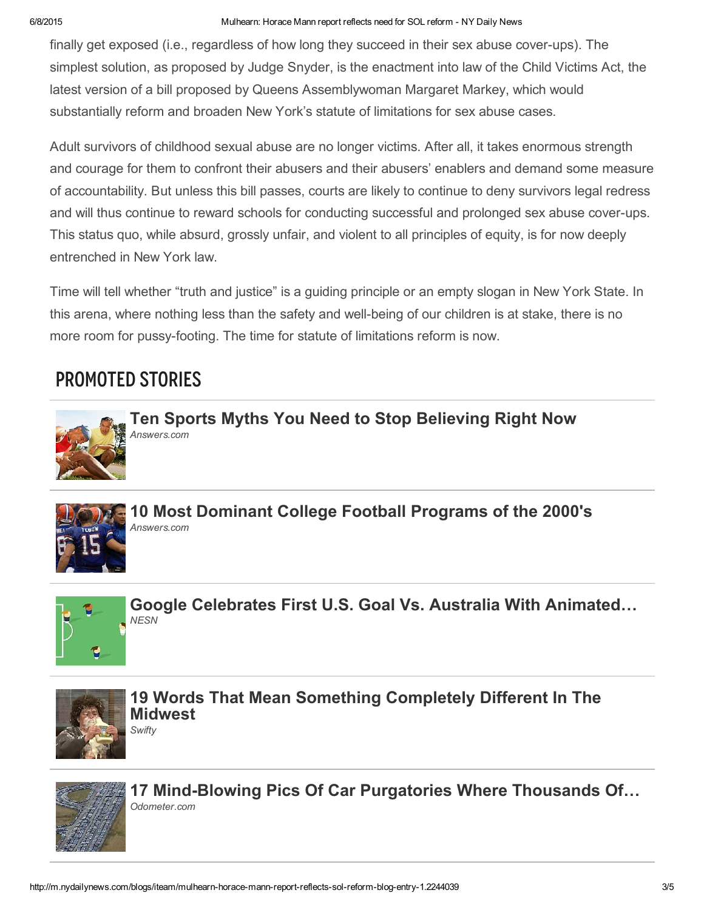finally get exposed (i.e., regardless of how long they succeed in their sex abuse cover-ups). The simplest solution, as proposed by Judge Snyder, is the enactment into law of the Child Victims Act, the latest version of a bill proposed by Queens Assemblywoman Margaret Markey, which would substantially reform and broaden New York's statute of limitations for sex abuse cases.

Adult survivors of childhood sexual abuse are no longer victims. After all, it takes enormous strength and courage for them to confront their abusers and their abusers' enablers and demand some measure of accountability. But unless this bill passes, courts are likely to continue to deny survivors legal redress and will thus continue to reward schools for conducting successful and prolonged sex abuse cover-ups. This status quo, while absurd, grossly unfair, and violent to all principles of equity, is for now deeply entrenched in New York law.

Time will tell whether "truth and justice" is a guiding principle or an empty slogan in New York State. In this arena, where nothing less than the safety and well-being of our children is at stake, there is no more room for pussy-footing. The time for statute of limitations reform is now.

## PROMOTED STORIES

**Ten Sports Myths You Need to Stop Believing Right Now**
*Answers.com*

**10 Most Dominant College Football Programs of the 2000's**
*Answers.com*

**Google Celebrates First U.S. Goal Vs. Australia With Animated…**
*NESN*

**19 Words That Mean Something Completely Different In The Midwest**
*Swifty*

**17 Mind-Blowing Pics Of Car Purgatories Where Thousands Of…**
*Odometer.com*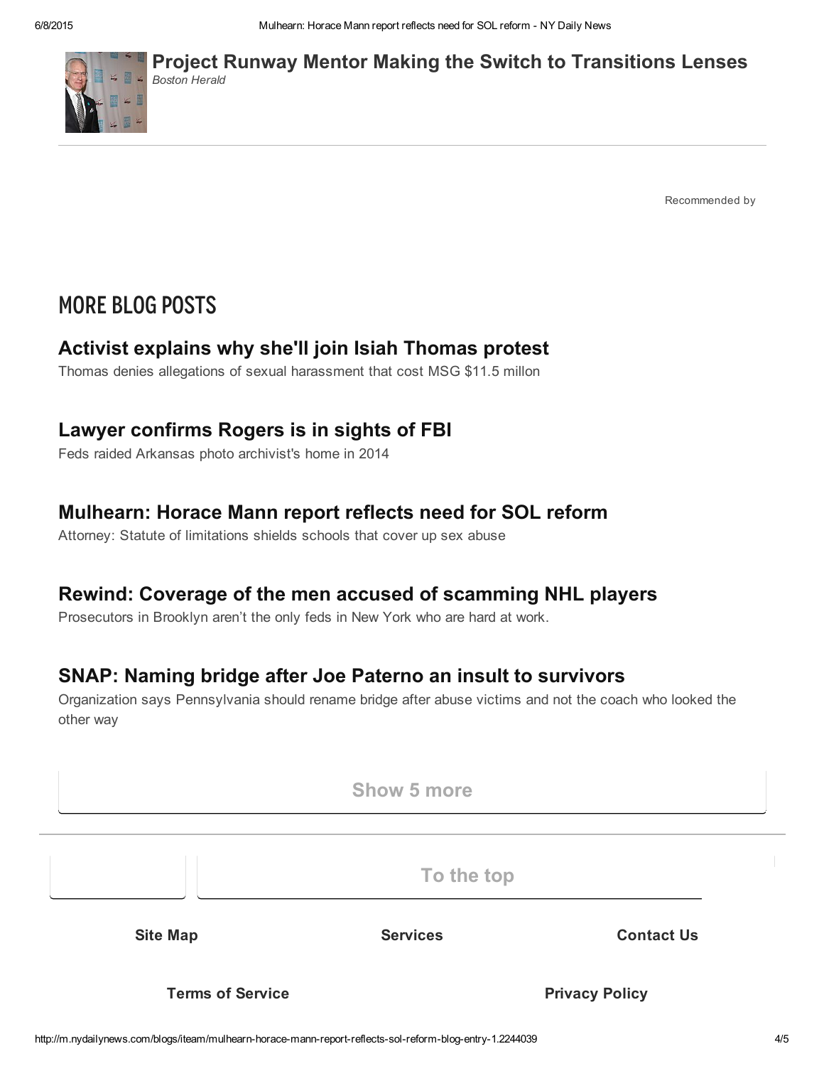**Project Runway Mentor Making the Switch to Transitions Lenses**
*Boston Herald*

Recommended by

## MORE BLOG POSTS

### Activist explains why she'll join Isiah Thomas protest

Thomas denies allegations of sexual harassment that cost MSG $11.5 millon

### Lawyer confirms Rogers is in sights of FBI

Feds raided Arkansas photo archivist's home in 2014

### Mulhearn: Horace Mann report reflects need for SOL reform

Attorney: Statute of limitations shields schools that cover up sex abuse

### Rewind: Coverage of the men accused of scamming NHL players

Prosecutors in Brooklyn aren't the only feds in New York who are hard at work.

### SNAP: Naming bridge after Joe Paterno an insult to survivors

Organization says Pennsylvania should rename bridge after abuse victims and not the coach who looked the other way

Show 5 more

To the top

Site Map

Services

Contact Us

Terms of Service

Privacy Policy